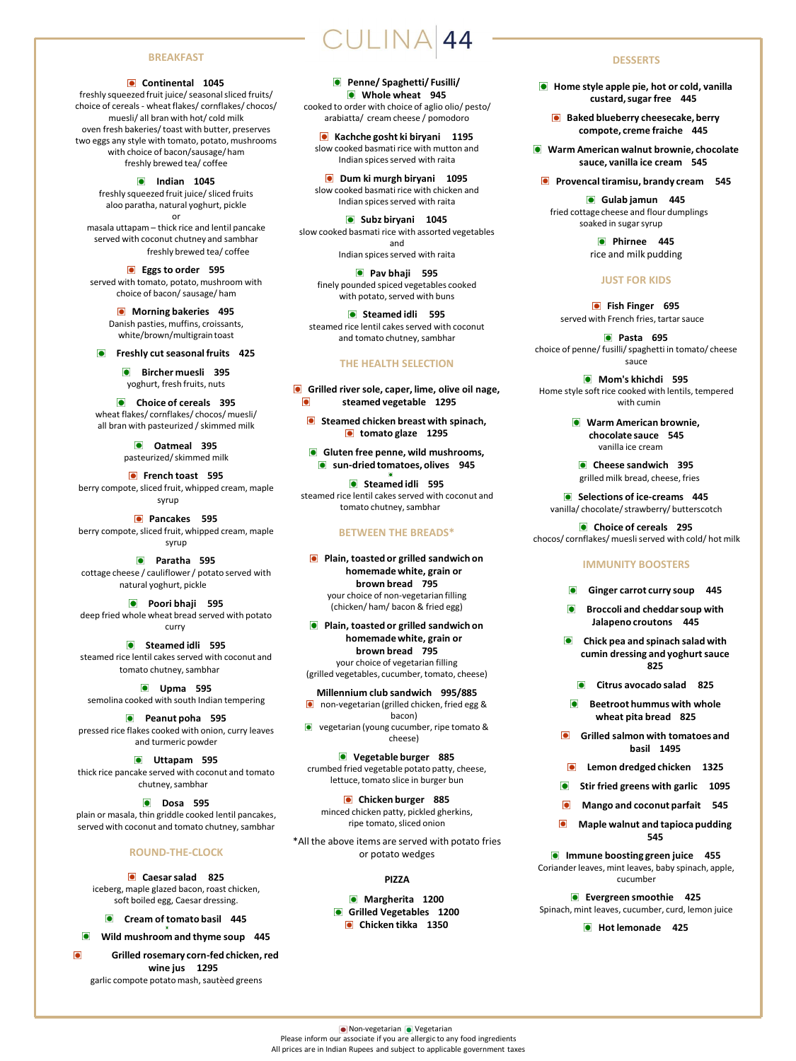# CULINA 44

## BREAKFAST

**Continental 1045**
freshly squeezed fruit juice/ seasonal sliced fruits/
choice of cereals - wheat flakes/ cornflakes/ chocos/ muesli/ all bran with hot/ cold milk
oven fresh bakeries/ toast with butter, preserves
two eggs any style with tomato, potato, mushrooms
with choice of bacon/sausage/ ham
freshly brewed tea/ coffee

**Indian 1045**
freshly squeezed fruit juice/ sliced fruits
aloo paratha, natural yoghurt, pickle
or
masala uttapam – thick rice and lentil pancake served with coconut chutney and sambhar
freshly brewed tea/ coffee

**Eggs to order 595**
served with tomato, potato, mushroom with choice of bacon/ sausage/ ham

**Morning bakeries 495**
Danish pasties, muffins, croissants, white/brown/multigrain toast

**Freshly cut seasonal fruits 425**

**Bircher muesli 395**
yoghurt, fresh fruits, nuts

**Choice of cereals 395**
wheat flakes/ cornflakes/ chocos/ muesli/ all bran with pasteurized / skimmed milk

**Oatmeal 395**
pasteurized/ skimmed milk

**French toast 595**
berry compote, sliced fruit, whipped cream, maple syrup

**Pancakes 595**
berry compote, sliced fruit, whipped cream, maple syrup

**Paratha 595**
cottage cheese / cauliflower / potato served with natural yoghurt, pickle

**Poori bhaji 595**
deep fried whole wheat bread served with potato curry

**Steamed idli 595**
steamed rice lentil cakes served with coconut and tomato chutney, sambhar

**Upma 595**
semolina cooked with south Indian tempering

**Peanut poha 595**
pressed rice flakes cooked with onion, curry leaves and turmeric powder

**Uttapam 595**
thick rice pancake served with coconut and tomato chutney, sambhar

**Dosa 595**
plain or masala, thin griddle cooked lentil pancakes, served with coconut and tomato chutney, sambhar

## ROUND-THE-CLOCK

**Caesar salad 825**
iceberg, maple glazed bacon, roast chicken, soft boiled egg, Caesar dressing.

**Cream of tomato basil 445**

**Wild mushroom and thyme soup 445**

**Grilled rosemary corn-fed chicken, red wine jus 1295**
garlic compote potato mash, sautèed greens

**Penne/ Spaghetti/ Fusilli/ Whole wheat 945**
cooked to order with choice of aglio olio/ pesto/ arabiatta/ cream cheese / pomodoro

**Kachche gosht ki biryani 1195**
slow cooked basmati rice with mutton and Indian spices served with raita

**Dum ki murgh biryani 1095**
slow cooked basmati rice with chicken and Indian spices served with raita

**Subz biryani 1045**
slow cooked basmati rice with assorted vegetables and
Indian spices served with raita

**Pav bhaji 595**
finely pounded spiced vegetables cooked with potato, served with buns

**Steamed idli 595**
steamed rice lentil cakes served with coconut and tomato chutney, sambhar

## THE HEALTH SELECTION

**Grilled river sole, caper, lime, olive oil nage, steamed vegetable 1295**

**Steamed chicken breast with spinach, tomato glaze 1295**

**Gluten free penne, wild mushrooms, sun-dried tomatoes, olives 945**

**Steamed idli 595**
steamed rice lentil cakes served with coconut and tomato chutney, sambhar

## BETWEEN THE BREADS*

**Plain, toasted or grilled sandwich on homemade white, grain or brown bread 795**
your choice of non-vegetarian filling (chicken/ ham/ bacon & fried egg)

**Plain, toasted or grilled sandwich on homemade white, grain or brown bread 795**
your choice of vegetarian filling (grilled vegetables, cucumber, tomato, cheese)

**Millennium club sandwich 995/885**
non-vegetarian (grilled chicken, fried egg & bacon)
vegetarian (young cucumber, ripe tomato & cheese)

**Vegetable burger 885**
crumbed fried vegetable potato patty, cheese, lettuce, tomato slice in burger bun

**Chicken burger 885**
minced chicken patty, pickled gherkins, ripe tomato, sliced onion

*All the above items are served with potato fries or potato wedges

### PIZZA

**Margherita 1200**
**Grilled Vegetables 1200**
**Chicken tikka 1350**

## DESSERTS

**Home style apple pie, hot or cold, vanilla custard, sugar free 445**

**Baked blueberry cheesecake, berry compote, creme fraiche 445**

**Warm American walnut brownie, chocolate sauce, vanilla ice cream 545**

**Provencal tiramisu, brandy cream 545**

**Gulab jamun 445**
fried cottage cheese and flour dumplings soaked in sugar syrup

**Phirnee 445**
rice and milk pudding

## JUST FOR KIDS

**Fish Finger 695**
served with French fries, tartar sauce

**Pasta 695**
choice of penne/ fusilli/ spaghetti in tomato/ cheese sauce

**Mom's khichdi 595**
Home style soft rice cooked with lentils, tempered with cumin

**Warm American brownie, chocolate sauce 545**
vanilla ice cream

**Cheese sandwich 395**
grilled milk bread, cheese, fries

**Selections of ice-creams 445**
vanilla/ chocolate/ strawberry/ butterscotch

**Choice of cereals 295**
chocos/ cornflakes/ muesli served with cold/ hot milk

## IMMUNITY BOOSTERS

**Ginger carrot curry soup 445**

**Broccoli and cheddar soup with Jalapeno croutons 445**

**Chick pea and spinach salad with cumin dressing and yoghurt sauce 825**

**Citrus avocado salad 825**

**Beetroot hummus with whole wheat pita bread 825**

**Grilled salmon with tomatoes and basil 1495**

**Lemon dredged chicken 1325**

**Stir fried greens with garlic 1095**

**Mango and coconut parfait 545**

**Maple walnut and tapioca pudding 545**

**Immune boosting green juice 455**
Coriander leaves, mint leaves, baby spinach, apple, cucumber

**Evergreen smoothie 425**
Spinach, mint leaves, cucumber, curd, lemon juice

**Hot lemonade 425**

Non-vegetarian Vegetarian
Please inform our associate if you are allergic to any food ingredients
All prices are in Indian Rupees and subject to applicable government taxes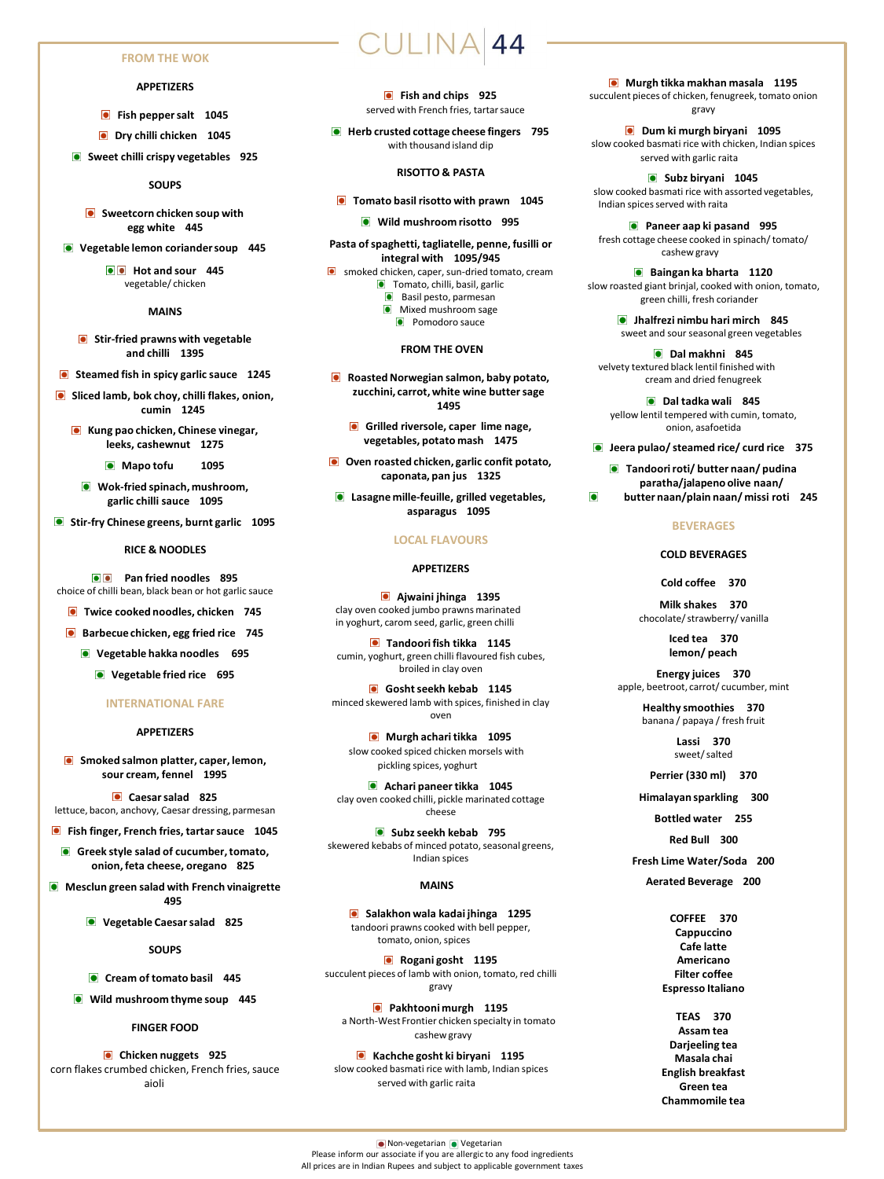# CULINA 44

## FROM THE WOK

### APPETIZERS

Fish pepper salt 1045

Dry chilli chicken 1045

Sweet chilli crispy vegetables 925

### SOUPS

Sweetcorn chicken soup with egg white 445

Vegetable lemon coriander soup 445

Hot and sour 445
vegetable/ chicken

### MAINS

Stir-fried prawns with vegetable and chilli 1395

Steamed fish in spicy garlic sauce 1245

Sliced lamb, bok choy, chilli flakes, onion, cumin 1245

Kung pao chicken, Chinese vinegar, leeks, cashewnut 1275

Mapo tofu 1095

Wok-fried spinach, mushroom, garlic chilli sauce 1095

Stir-fry Chinese greens, burnt garlic 1095

### RICE & NOODLES

Pan fried noodles 895
choice of chilli bean, black bean or hot garlic sauce

Twice cooked noodles, chicken 745

Barbecue chicken, egg fried rice 745

Vegetable hakka noodles 695

Vegetable fried rice 695

## INTERNATIONAL FARE

### APPETIZERS

Smoked salmon platter, caper, lemon, sour cream, fennel 1995

Caesar salad 825
lettuce, bacon, anchovy, Caesar dressing, parmesan

Fish finger, French fries, tartar sauce 1045

Greek style salad of cucumber, tomato, onion, feta cheese, oregano 825

Mesclun green salad with French vinaigrette 495

Vegetable Caesar salad 825

### SOUPS

Cream of tomato basil 445

Wild mushroom thyme soup 445

### FINGER FOOD

Chicken nuggets 925
corn flakes crumbed chicken, French fries, sauce aioli

Fish and chips 925
served with French fries, tartar sauce

Herb crusted cottage cheese fingers 795
with thousand island dip

### RISOTTO & PASTA

Tomato basil risotto with prawn 1045

Wild mushroom risotto 995

Pasta of spaghetti, tagliatelle, penne, fusilli or integral with 1095/945
- smoked chicken, caper, sun-dried tomato, cream
- Tomato, chilli, basil, garlic
- Basil pesto, parmesan
- Mixed mushroom sage
- Pomodoro sauce

### FROM THE OVEN

Roasted Norwegian salmon, baby potato, zucchini, carrot, white wine butter sage 1495

Grilled riversole, caper lime nage, vegetables, potato mash 1475

Oven roasted chicken, garlic confit potato, caponata, pan jus 1325

Lasagne mille-feuille, grilled vegetables, asparagus 1095

## LOCAL FLAVOURS

### APPETIZERS

Ajwaini jhinga 1395
clay oven cooked jumbo prawns marinated in yoghurt, carom seed, garlic, green chilli

Tandoori fish tikka 1145
cumin, yoghurt, green chilli flavoured fish cubes, broiled in clay oven

Gosht seekh kebab 1145
minced skewered lamb with spices, finished in clay oven

Murgh achari tikka 1095
slow cooked spiced chicken morsels with pickling spices, yoghurt

Achari paneer tikka 1045
clay oven cooked chilli, pickle marinated cottage cheese

Subz seekh kebab 795
skewered kebabs of minced potato, seasonal greens, Indian spices

### MAINS

Salakhon wala kadai jhinga 1295
tandoori prawns cooked with bell pepper, tomato, onion, spices

Rogani gosht 1195
succulent pieces of lamb with onion, tomato, red chilli gravy

Pakhtooni murgh 1195
a North-West Frontier chicken specialty in tomato cashew gravy

Kachche gosht ki biryani 1195
slow cooked basmati rice with lamb, Indian spices served with garlic raita

Murgh tikka makhan masala 1195
succulent pieces of chicken, fenugreek, tomato onion gravy

Dum ki murgh biryani 1095
slow cooked basmati rice with chicken, Indian spices served with garlic raita

Subz biryani 1045
slow cooked basmati rice with assorted vegetables, Indian spices served with raita

Paneer aap ki pasand 995
fresh cottage cheese cooked in spinach/ tomato/ cashew gravy

Baingan ka bharta 1120
slow roasted giant brinjal, cooked with onion, tomato, green chilli, fresh coriander

Jhalfrezi nimbu hari mirch 845
sweet and sour seasonal green vegetables

Dal makhni 845
velvety textured black lentil finished with cream and dried fenugreek

Dal tadka wali 845
yellow lentil tempered with cumin, tomato, onion, asafoetida

Jeera pulao/ steamed rice/ curd rice 375

Tandoori roti/ butter naan/ pudina paratha/jalapeno olive naan/ butter naan/plain naan/ missi roti 245

## BEVERAGES

### COLD BEVERAGES

Cold coffee 370

Milk shakes 370
chocolate/ strawberry/ vanilla

Iced tea 370
lemon/ peach

Energy juices 370
apple, beetroot, carrot/ cucumber, mint

Healthy smoothies 370
banana / papaya / fresh fruit

Lassi 370
sweet/ salted

Perrier (330 ml) 370

Himalayan sparkling 300

Bottled water 255

Red Bull 300

Fresh Lime Water/Soda 200

Aerated Beverage 200

### COFFEE 370

Cappuccino
Cafe latte
Americano
Filter coffee
Espresso Italiano

### TEAS 370

Assam tea
Darjeeling tea
Masala chai
English breakfast
Green tea
Chammomile tea

Non-vegetarian | Vegetarian

Please inform our associate if you are allergic to any food ingredients

All prices are in Indian Rupees and subject to applicable government taxes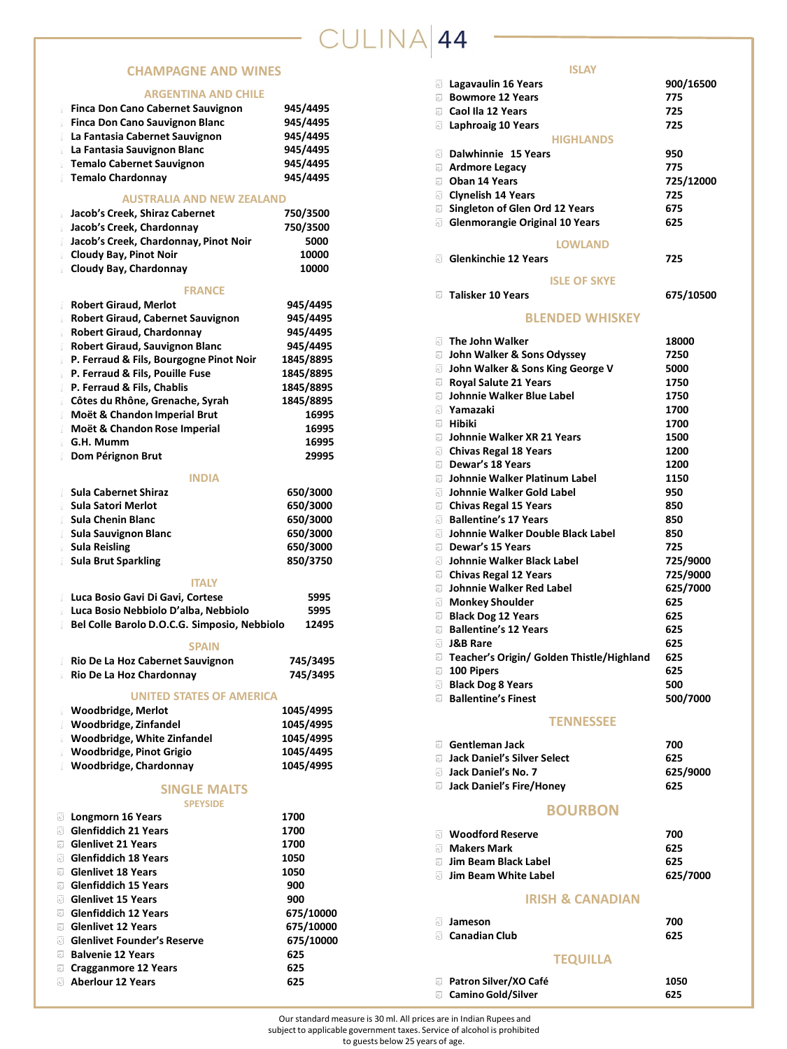# CULINA 44

## CHAMPAGNE AND WINES

### ARGENTINA AND CHILE

| | |
|---|---|
| Finca Don Cano Cabernet Sauvignon | 945/4495 |
| Finca Don Cano Sauvignon Blanc | 945/4495 |
| La Fantasia Cabernet Sauvignon | 945/4495 |
| La Fantasia Sauvignon Blanc | 945/4495 |
| Temalo Cabernet Sauvignon | 945/4495 |
| Temalo Chardonnay | 945/4495 |

### AUSTRALIA AND NEW ZEALAND

| | |
|---|---|
| Jacob's Creek, Shiraz Cabernet | 750/3500 |
| Jacob's Creek, Chardonnay | 750/3500 |
| Jacob's Creek, Chardonnay, Pinot Noir | 5000 |
| Cloudy Bay, Pinot Noir | 10000 |
| Cloudy Bay, Chardonnay | 10000 |

### FRANCE

| | |
|---|---|
| Robert Giraud, Merlot | 945/4495 |
| Robert Giraud, Cabernet Sauvignon | 945/4495 |
| Robert Giraud, Chardonnay | 945/4495 |
| Robert Giraud, Sauvignon Blanc | 945/4495 |
| P. Ferraud & Fils, Bourgogne Pinot Noir | 1845/8895 |
| P. Ferraud & Fils, Pouille Fuse | 1845/8895 |
| P. Ferraud & Fils, Chablis | 1845/8895 |
| Côtes du Rhône, Grenache, Syrah | 1845/8895 |
| Moët & Chandon Imperial Brut | 16995 |
| Moët & Chandon Rose Imperial | 16995 |
| G.H. Mumm | 16995 |
| Dom Pérignon Brut | 29995 |

### INDIA

| | |
|---|---|
| Sula Cabernet Shiraz | 650/3000 |
| Sula Satori Merlot | 650/3000 |
| Sula Chenin Blanc | 650/3000 |
| Sula Sauvignon Blanc | 650/3000 |
| Sula Reisling | 650/3000 |
| Sula Brut Sparkling | 850/3750 |

### ITALY

| | |
|---|---|
| Luca Bosio Gavi Di Gavi, Cortese | 5995 |
| Luca Bosio Nebbiolo D'alba, Nebbiolo | 5995 |
| Bel Colle Barolo D.O.C.G. Simposio, Nebbiolo | 12495 |

### SPAIN

| | |
|---|---|
| Rio De La Hoz Cabernet Sauvignon | 745/3495 |
| Rio De La Hoz Chardonnay | 745/3495 |

### UNITED STATES OF AMERICA

| | |
|---|---|
| Woodbridge, Merlot | 1045/4995 |
| Woodbridge, Zinfandel | 1045/4995 |
| Woodbridge, White Zinfandel | 1045/4995 |
| Woodbridge, Pinot Grigio | 1045/4495 |
| Woodbridge, Chardonnay | 1045/4995 |

## SINGLE MALTS

### SPEYSIDE

| | |
|---|---|
| Longmorn 16 Years | 1700 |
| Glenfiddich 21 Years | 1700 |
| Glenlivet 21 Years | 1700 |
| Glenfiddich 18 Years | 1050 |
| Glenlivet 18 Years | 1050 |
| Glenfiddich 15 Years | 900 |
| Glenlivet 15 Years | 900 |
| Glenfiddich 12 Years | 675/10000 |
| Glenlivet 12 Years | 675/10000 |
| Glenlivet Founder's Reserve | 675/10000 |
| Balvenie 12 Years | 625 |
| Cragganmore 12 Years | 625 |
| Aberlour 12 Years | 625 |

### ISLAY

| | |
|---|---|
| Lagavaulin 16 Years | 900/16500 |
| Bowmore 12 Years | 775 |
| Caol Ila 12 Years | 725 |
| Laphroaig 10 Years | 725 |

### HIGHLANDS

| | |
|---|---|
| Dalwhinnie 15 Years | 950 |
| Ardmore Legacy | 775 |
| Oban 14 Years | 725/12000 |
| Clynelish 14 Years | 725 |
| Singleton of Glen Ord 12 Years | 675 |
| Glenmorangie Original 10 Years | 625 |

### LOWLAND

| | |
|---|---|
| Glenkinchie 12 Years | 725 |

### ISLE OF SKYE

| | |
|---|---|
| Talisker 10 Years | 675/10500 |

## BLENDED WHISKEY

| | |
|---|---|
| The John Walker | 18000 |
| John Walker & Sons Odyssey | 7250 |
| John Walker & Sons King George V | 5000 |
| Royal Salute 21 Years | 1750 |
| Johnnie Walker Blue Label | 1750 |
| Yamazaki | 1700 |
| Hibiki | 1700 |
| Johnnie Walker XR 21 Years | 1500 |
| Chivas Regal 18 Years | 1200 |
| Dewar's 18 Years | 1200 |
| Johnnie Walker Platinum Label | 1150 |
| Johnnie Walker Gold Label | 950 |
| Chivas Regal 15 Years | 850 |
| Ballentine's 17 Years | 850 |
| Johnnie Walker Double Black Label | 850 |
| Dewar's 15 Years | 725 |
| Johnnie Walker Black Label | 725/9000 |
| Chivas Regal 12 Years | 725/9000 |
| Johnnie Walker Red Label | 625/7000 |
| Monkey Shoulder | 625 |
| Black Dog 12 Years | 625 |
| Ballentine's 12 Years | 625 |
| J&B Rare | 625 |
| Teacher's Origin/ Golden Thistle/Highland | 625 |
| 100 Pipers | 625 |
| Black Dog 8 Years | 500 |
| Ballentine's Finest | 500/7000 |

## TENNESSEE

| | |
|---|---|
| Gentleman Jack | 700 |
| Jack Daniel's Silver Select | 625 |
| Jack Daniel's No. 7 | 625/9000 |
| Jack Daniel's Fire/Honey | 625 |

## BOURBON

| | |
|---|---|
| Woodford Reserve | 700 |
| Makers Mark | 625 |
| Jim Beam Black Label | 625 |
| Jim Beam White Label | 625/7000 |

## IRISH & CANADIAN

| | |
|---|---|
| Jameson | 700 |
| Canadian Club | 625 |

## TEQUILLA

| | |
|---|---|
| Patron Silver/XO Café | 1050 |
| Camino Gold/Silver | 625 |

Our standard measure is 30 ml. All prices are in Indian Rupees and subject to applicable government taxes. Service of alcohol is prohibited to guests below 25 years of age.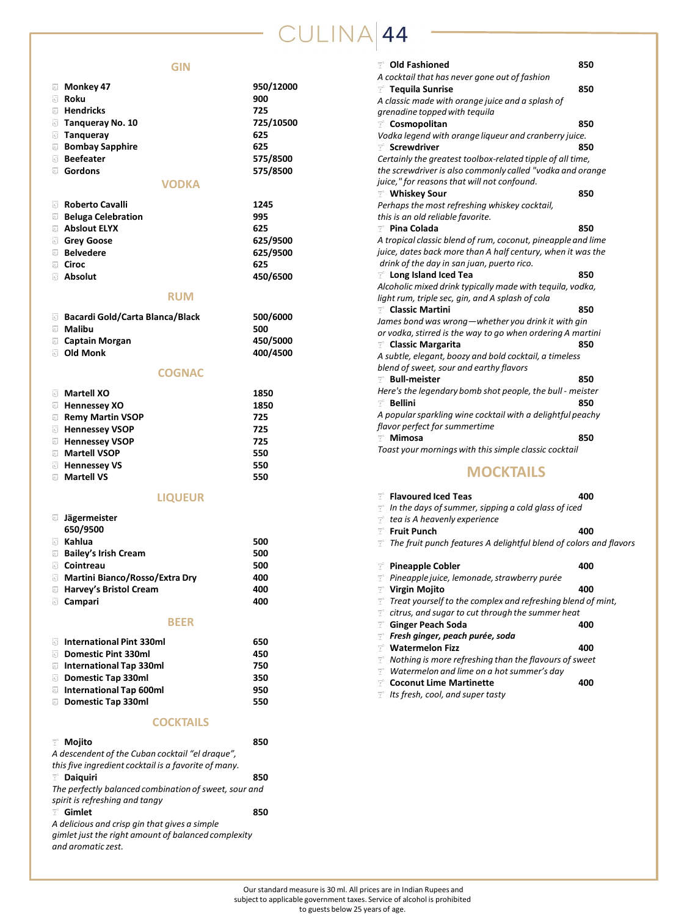# CULINA 44

## GIN

| | |
|---|---|
| **Monkey 47** | **950/12000** |
| **Roku** | **900** |
| **Hendricks** | **725** |
| **Tanqueray No. 10** | **725/10500** |
| **Tanqueray** | **625** |
| **Bombay Sapphire** | **625** |
| **Beefeater** | **575/8500** |
| **Gordons** | **575/8500** |

## VODKA

| | |
|---|---|
| **Roberto Cavalli** | **1245** |
| **Beluga Celebration** | **995** |
| **Abslout ELYX** | **625** |
| **Grey Goose** | **625/9500** |
| **Belvedere** | **625/9500** |
| **Ciroc** | **625** |
| **Absolut** | **450/6500** |

## RUM

| | |
|---|---|
| **Bacardi Gold/Carta Blanca/Black** | **500/6000** |
| **Malibu** | **500** |
| **Captain Morgan** | **450/5000** |
| **Old Monk** | **400/4500** |

## COGNAC

| | |
|---|---|
| **Martell XO** | **1850** |
| **Hennessey XO** | **1850** |
| **Remy Martin VSOP** | **725** |
| **Hennessey VSOP** | **725** |
| **Hennessey VSOP** | **725** |
| **Martell VSOP** | **550** |
| **Hennessey VS** | **550** |
| **Martell VS** | **550** |

## LIQUEUR

| | |
|---|---|
| **Jägermeister 650/9500** | |
| **Kahlua** | **500** |
| **Bailey's Irish Cream** | **500** |
| **Cointreau** | **500** |
| **Martini Bianco/Rosso/Extra Dry** | **400** |
| **Harvey's Bristol Cream** | **400** |
| **Campari** | **400** |

## BEER

| | |
|---|---|
| **International Pint 330ml** | **650** |
| **Domestic Pint 330ml** | **450** |
| **International Tap 330ml** | **750** |
| **Domestic Tap 330ml** | **350** |
| **International Tap 600ml** | **950** |
| **Domestic Tap 330ml** | **550** |

## COCKTAILS

**Mojito** **850**
*A descendent of the Cuban cocktail "el draque", this five ingredient cocktail is a favorite of many.*

**Daiquiri** **850**
*The perfectly balanced combination of sweet, sour and spirit is refreshing and tangy*

**Gimlet** **850**
*A delicious and crisp gin that gives a simple gimlet just the right amount of balanced complexity and aromatic zest.*

**Old Fashioned** **850**
*A cocktail that has never gone out of fashion*

**Tequila Sunrise** **850**
*A classic made with orange juice and a splash of grenadine topped with tequila*

**Cosmopolitan** **850**
*Vodka legend with orange liqueur and cranberry juice.*

**Screwdriver** **850**
*Certainly the greatest toolbox-related tipple of all time, the screwdriver is also commonly called "vodka and orange juice," for reasons that will not confound.*

**Whiskey Sour** **850**
*Perhaps the most refreshing whiskey cocktail, this is an old reliable favorite.*

**Pina Colada** **850**
*A tropical classic blend of rum, coconut, pineapple and lime juice, dates back more than A half century, when it was the drink of the day in san juan, puerto rico.*

**Long Island Iced Tea** **850**
*Alcoholic mixed drink typically made with tequila, vodka, light rum, triple sec, gin, and A splash of cola*

**Classic Martini** **850**
*James bond was wrong—whether you drink it with gin or vodka, stirred is the way to go when ordering A martini*

**Classic Margarita** **850**
*A subtle, elegant, boozy and bold cocktail, a timeless blend of sweet, sour and earthy flavors*

**Bull-meister** **850**
*Here's the legendary bomb shot people, the bull - meister*

**Bellini** **850**
*A popular sparkling wine cocktail with a delightful peachy flavor perfect for summertime*

**Mimosa** **850**
*Toast your mornings with this simple classic cocktail*

## MOCKTAILS

**Flavoured Iced Teas** **400**
*In the days of summer, sipping a cold glass of iced tea is A heavenly experience*

**Fruit Punch** **400**
*The fruit punch features A delightful blend of colors and flavors*

**Pineapple Cobler** **400**
*Pineapple juice, lemonade, strawberry purée*

**Virgin Mojito** **400**
*Treat yourself to the complex and refreshing blend of mint, citrus, and sugar to cut through the summer heat*

**Ginger Peach Soda** **400**
***Fresh ginger, peach purée, soda***

**Watermelon Fizz** **400**
*Nothing is more refreshing than the flavours of sweet Watermelon and lime on a hot summer's day*

**Coconut Lime Martinette** **400**
*Its fresh, cool, and super tasty*

Our standard measure is 30 ml. All prices are in Indian Rupees and subject to applicable government taxes. Service of alcohol is prohibited to guests below 25 years of age.